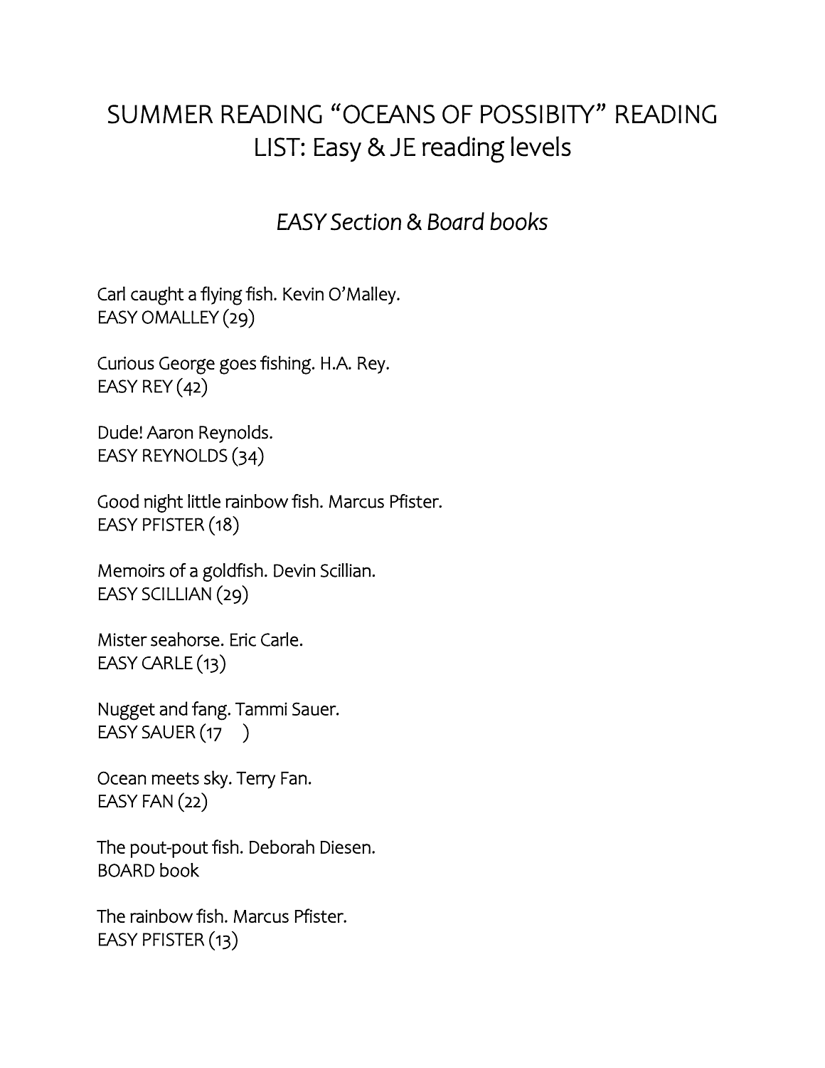# SUMMER READING "OCEANS OF POSSIBITY" READING LIST: Easy & JE reading levels

## *EASY Section & Board books*

Carl caught a flying fish. Kevin O'Malley.
EASY OMALLEY (29)

Curious George goes fishing. H.A. Rey.
EASY REY (42)

Dude! Aaron Reynolds.
EASY REYNOLDS (34)

Good night little rainbow fish. Marcus Pfister.
EASY PFISTER (18)

Memoirs of a goldfish. Devin Scillian.
EASY SCILLIAN (29)

Mister seahorse. Eric Carle.
EASY CARLE (13)

Nugget and fang. Tammi Sauer.
EASY SAUER (17 )

Ocean meets sky. Terry Fan.
EASY FAN (22)

The pout-pout fish. Deborah Diesen.
BOARD book

The rainbow fish. Marcus Pfister.
EASY PFISTER (13)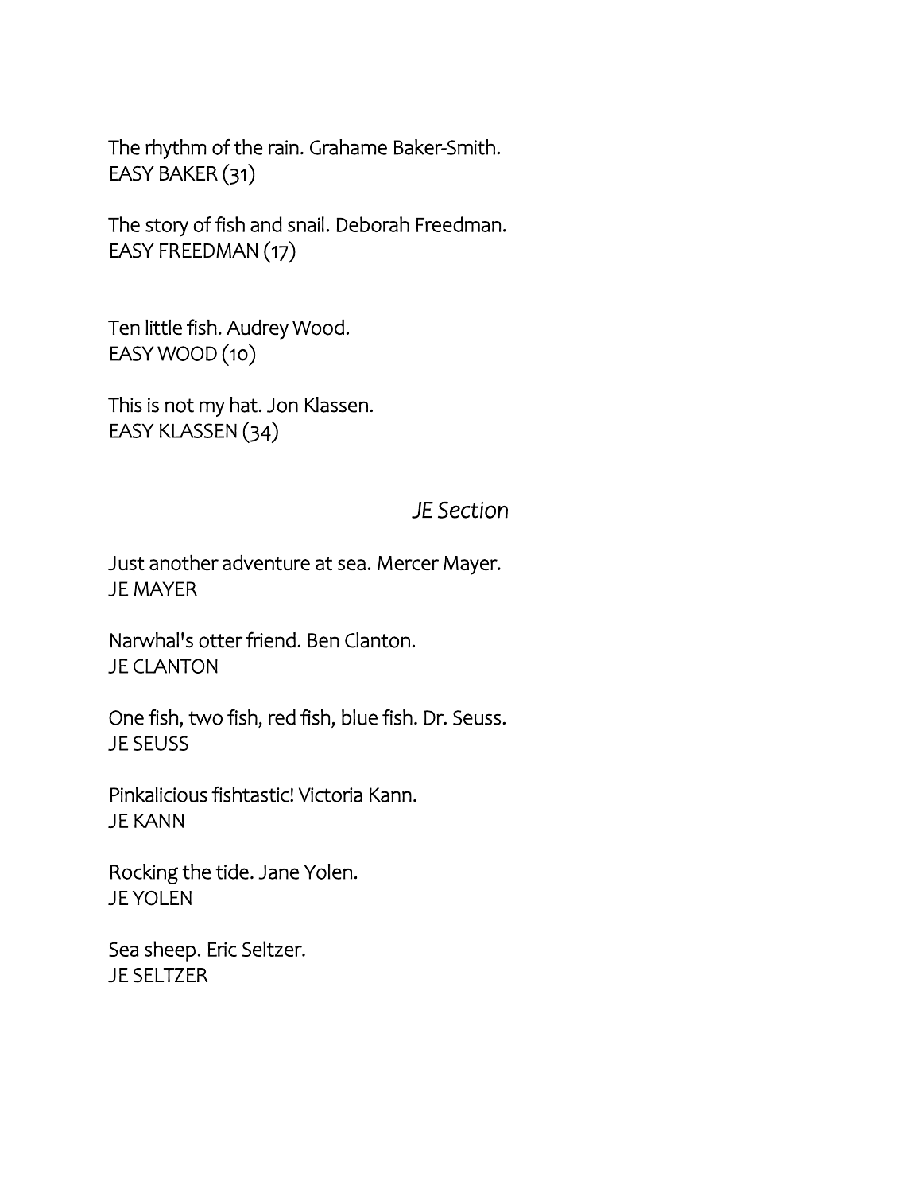The rhythm of the rain. Grahame Baker-Smith.
EASY BAKER (31)

The story of fish and snail. Deborah Freedman.
EASY FREEDMAN (17)

Ten little fish. Audrey Wood.
EASY WOOD (10)

This is not my hat. Jon Klassen.
EASY KLASSEN (34)

## *JE Section*

Just another adventure at sea. Mercer Mayer.
JE MAYER

Narwhal's otter friend. Ben Clanton.
JE CLANTON

One fish, two fish, red fish, blue fish. Dr. Seuss.
JE SEUSS

Pinkalicious fishtastic! Victoria Kann.
JE KANN

Rocking the tide. Jane Yolen.
JE YOLEN

Sea sheep. Eric Seltzer.
JE SELTZER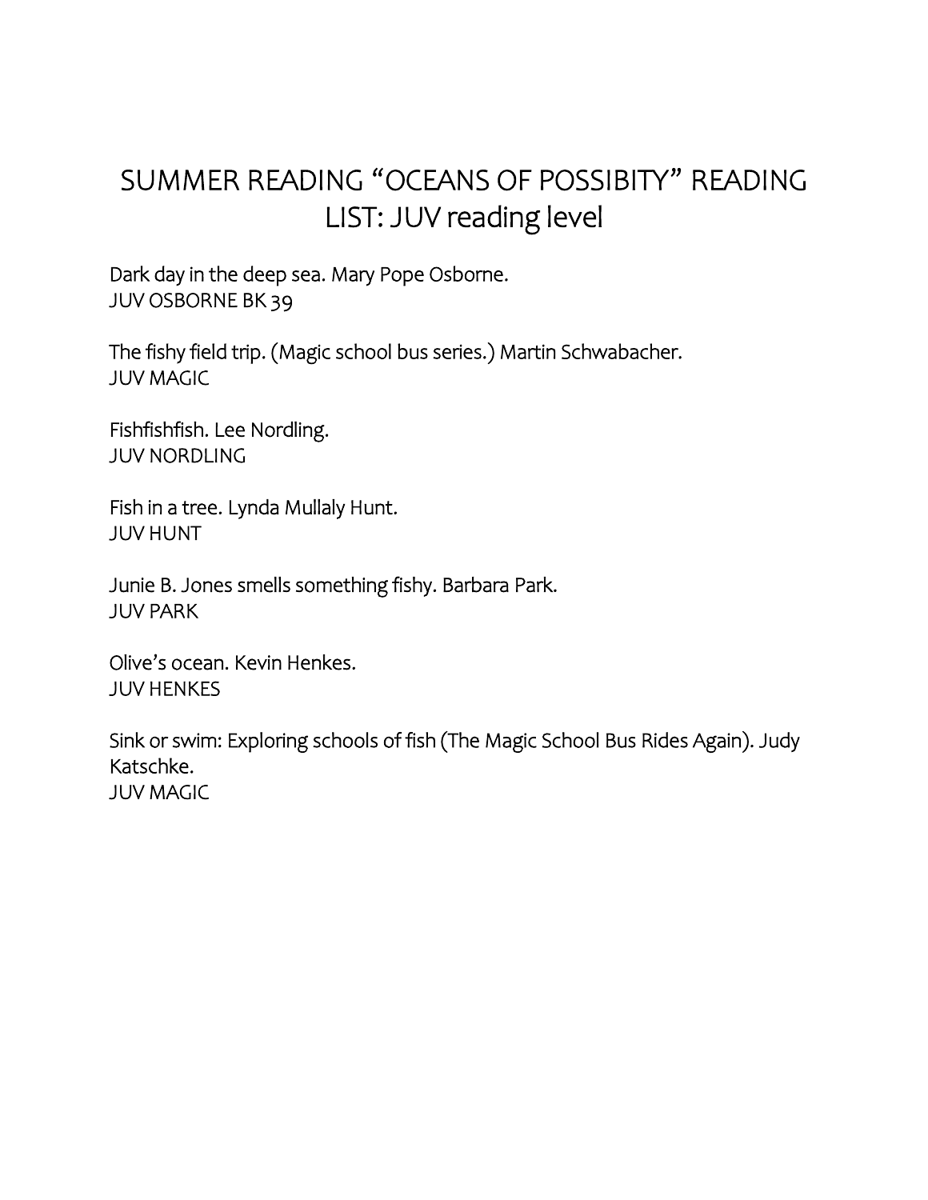# SUMMER READING "OCEANS OF POSSIBITY" READING LIST: JUV reading level

Dark day in the deep sea. Mary Pope Osborne.
JUV OSBORNE BK 39

The fishy field trip. (Magic school bus series.) Martin Schwabacher.
JUV MAGIC

Fishfishfish. Lee Nordling.
JUV NORDLING

Fish in a tree. Lynda Mullaly Hunt.
JUV HUNT

Junie B. Jones smells something fishy. Barbara Park.
JUV PARK

Olive's ocean. Kevin Henkes.
JUV HENKES

Sink or swim: Exploring schools of fish (The Magic School Bus Rides Again). Judy Katschke.
JUV MAGIC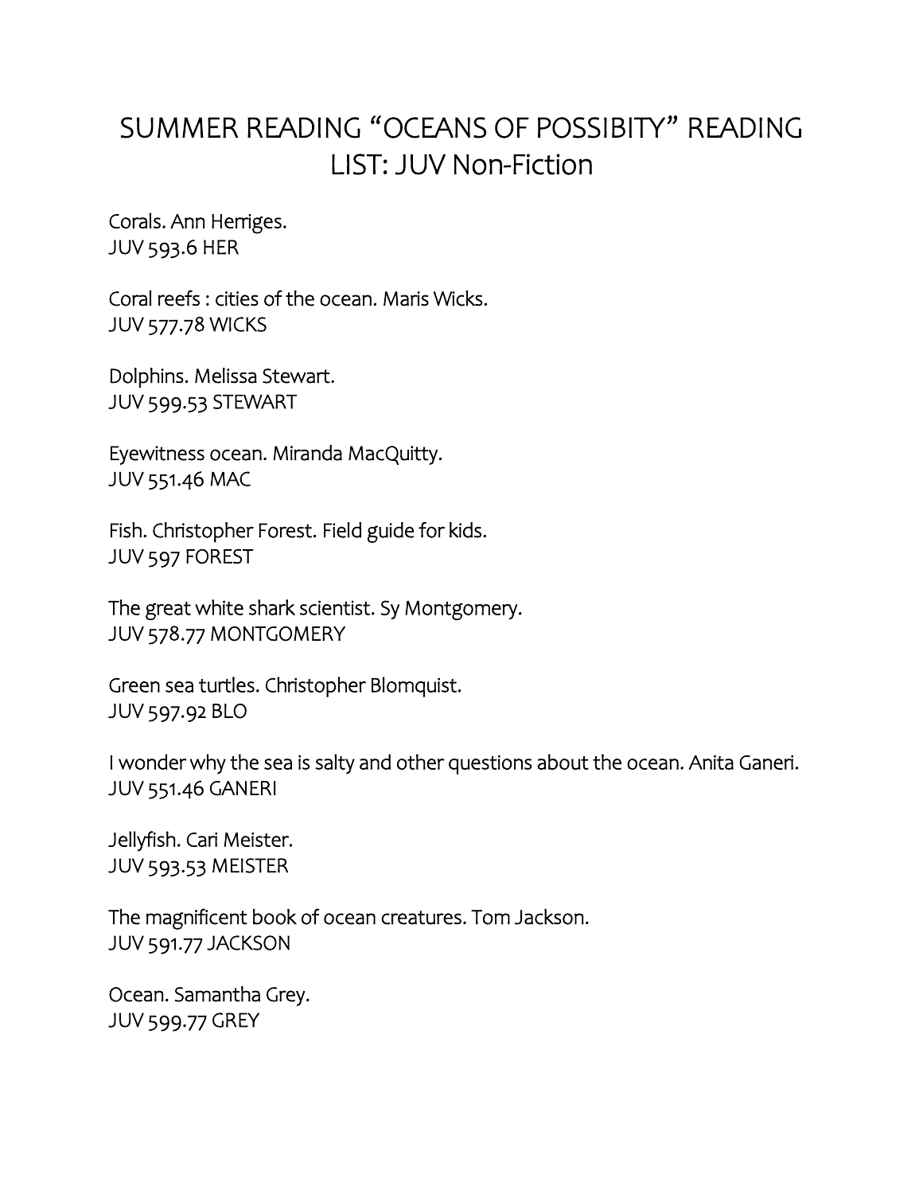# SUMMER READING "OCEANS OF POSSIBITY" READING LIST: JUV Non-Fiction

Corals. Ann Herriges.
JUV 593.6 HER

Coral reefs : cities of the ocean. Maris Wicks.
JUV 577.78 WICKS

Dolphins. Melissa Stewart.
JUV 599.53 STEWART

Eyewitness ocean. Miranda MacQuitty.
JUV 551.46 MAC

Fish. Christopher Forest. Field guide for kids.
JUV 597 FOREST

The great white shark scientist. Sy Montgomery.
JUV 578.77 MONTGOMERY

Green sea turtles. Christopher Blomquist.
JUV 597.92 BLO

I wonder why the sea is salty and other questions about the ocean. Anita Ganeri.
JUV 551.46 GANERI

Jellyfish. Cari Meister.
JUV 593.53 MEISTER

The magnificent book of ocean creatures. Tom Jackson.
JUV 591.77 JACKSON

Ocean. Samantha Grey.
JUV 599.77 GREY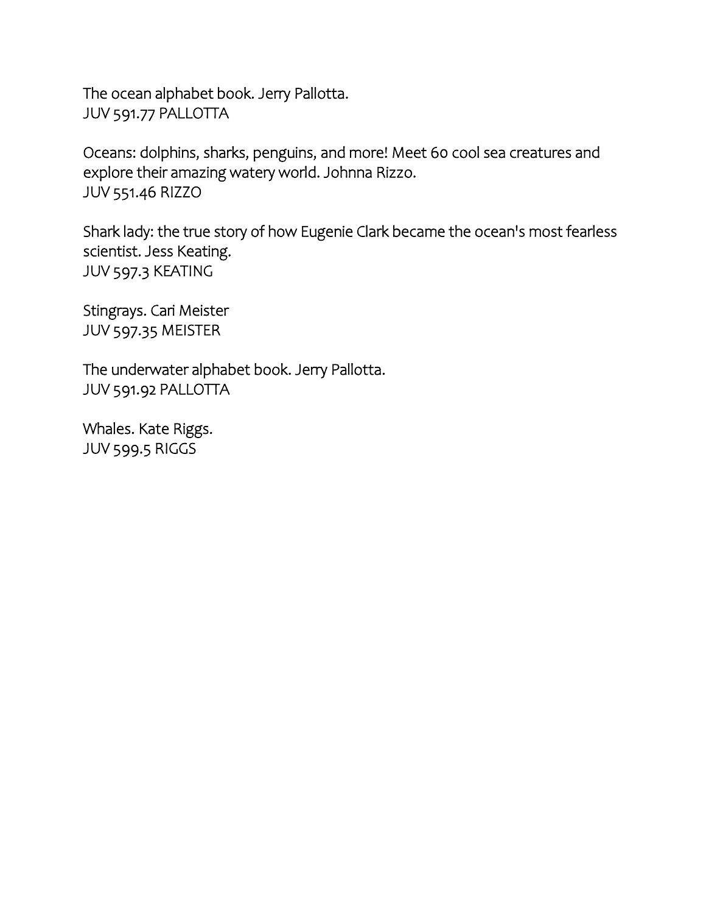The ocean alphabet book. Jerry Pallotta.
JUV 591.77 PALLOTTA

Oceans: dolphins, sharks, penguins, and more! Meet 60 cool sea creatures and explore their amazing watery world. Johnna Rizzo.
JUV 551.46 RIZZO

Shark lady: the true story of how Eugenie Clark became the ocean's most fearless scientist. Jess Keating.
JUV 597.3 KEATING

Stingrays. Cari Meister
JUV 597.35 MEISTER

The underwater alphabet book. Jerry Pallotta.
JUV 591.92 PALLOTTA

Whales. Kate Riggs.
JUV 599.5 RIGGS